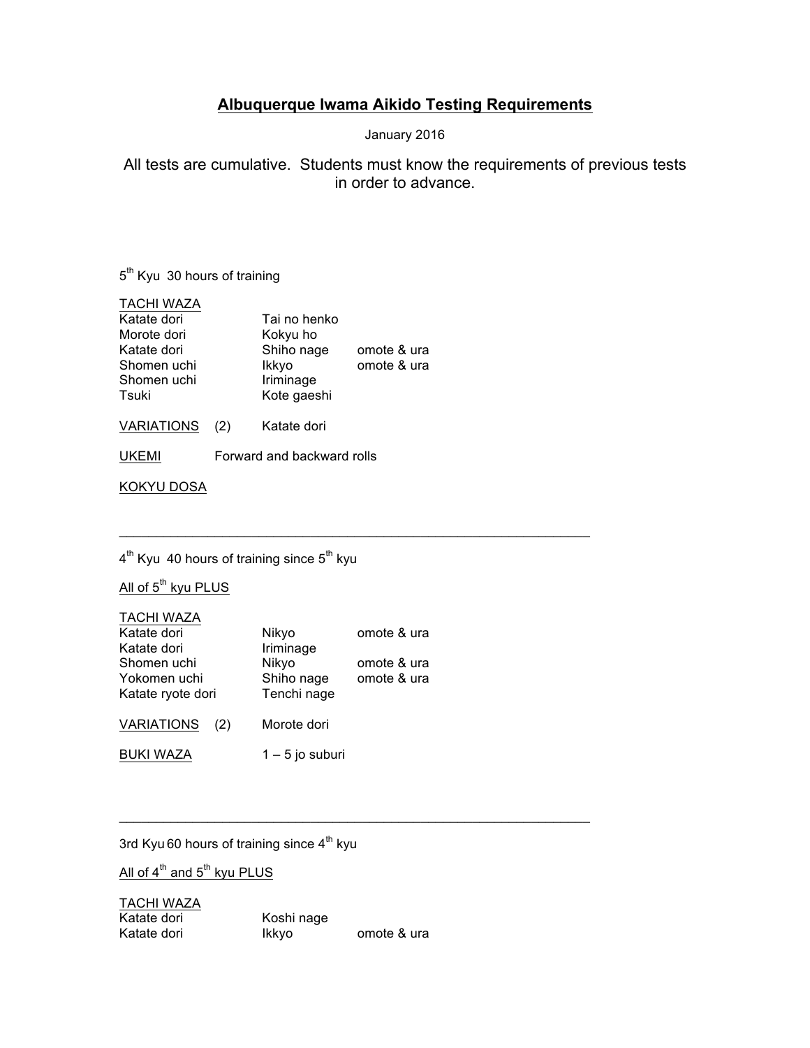# **Albuquerque Iwama Aikido Testing Requirements**

January 2016

All tests are cumulative. Students must know the requirements of previous tests in order to advance.

## 5th Kyu 30 hours of training

TACHI WAZA

| | | |
|---|---|---|
| Katate dori | Tai no henko | |
| Morote dori | Kokyu ho | |
| Katate dori | Shiho nage | omote & ura |
| Shomen uchi | Ikkyo | omote & ura |
| Shomen uchi | Iriminage | |
| Tsuki | Kote gaeshi | |

VARIATIONS (2) Katate dori

UKEMI Forward and backward rolls

KOKYU DOSA

---

## 4th Kyu 40 hours of training since 5th kyu

All of 5th kyu PLUS

TACHI WAZA

| | | |
|---|---|---|
| Katate dori | Nikyo | omote & ura |
| Katate dori | Iriminage | |
| Shomen uchi | Nikyo | omote & ura |
| Yokomen uchi | Shiho nage | omote & ura |
| Katate ryote dori | Tenchi nage | |

VARIATIONS (2) Morote dori

BUKI WAZA 1 – 5 jo suburi

---

## 3rd Kyu 60 hours of training since 4th kyu

All of 4th and 5th kyu PLUS

TACHI WAZA

| | | |
|---|---|---|
| Katate dori | Koshi nage | |
| Katate dori | Ikkyo | omote & ura |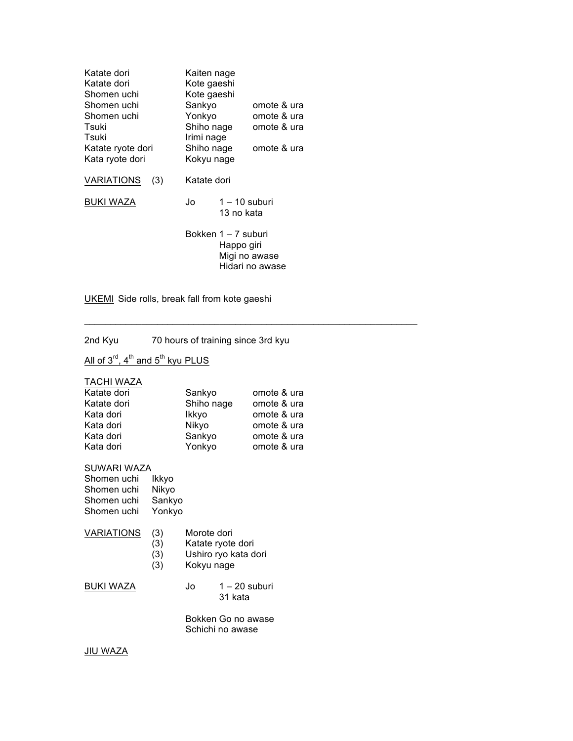| | | |
|---|---|---|
| Katate dori | Kaiten nage | |
| Katate dori | Kote gaeshi | |
| Shomen uchi | Kote gaeshi | |
| Shomen uchi | Sankyo | omote & ura |
| Shomen uchi | Yonkyo | omote & ura |
| Tsuki | Shiho nage | omote & ura |
| Tsuki | Irimi nage | |
| Katate ryote dori | Shiho nage | omote & ura |
| Kata ryote dori | Kokyu nage | |

<u>VARIATIONS</u> (3) Katate dori

<u>BUKI WAZA</u>

Jo
- 1 – 10 suburi
- 13 no kata

Bokken
- 1 – 7 suburi
- Happo giri
- Migi no awase
- Hidari no awase

<u>UKEMI</u> Side rolls, break fall from kote gaeshi

---

2nd Kyu 70 hours of training since 3rd kyu

<u>All of 3rd, 4th and 5th kyu PLUS</u>

<u>TACHI WAZA</u>

| | | |
|---|---|---|
| Katate dori | Sankyo | omote & ura |
| Katate dori | Shiho nage | omote & ura |
| Kata dori | Ikkyo | omote & ura |
| Kata dori | Nikyo | omote & ura |
| Kata dori | Sankyo | omote & ura |
| Kata dori | Yonkyo | omote & ura |

<u>SUWARI WAZA</u>

| | |
|---|---|
| Shomen uchi | Ikkyo |
| Shomen uchi | Nikyo |
| Shomen uchi | Sankyo |
| Shomen uchi | Yonkyo |

<u>VARIATIONS</u>
- (3) Morote dori
- (3) Katate ryote dori
- (3) Ushiro ryo kata dori
- (3) Kokyu nage

<u>BUKI WAZA</u>

Jo
- 1 – 20 suburi
- 31 kata

Bokken
- Go no awase
- Schichi no awase

<u>JIU WAZA</u>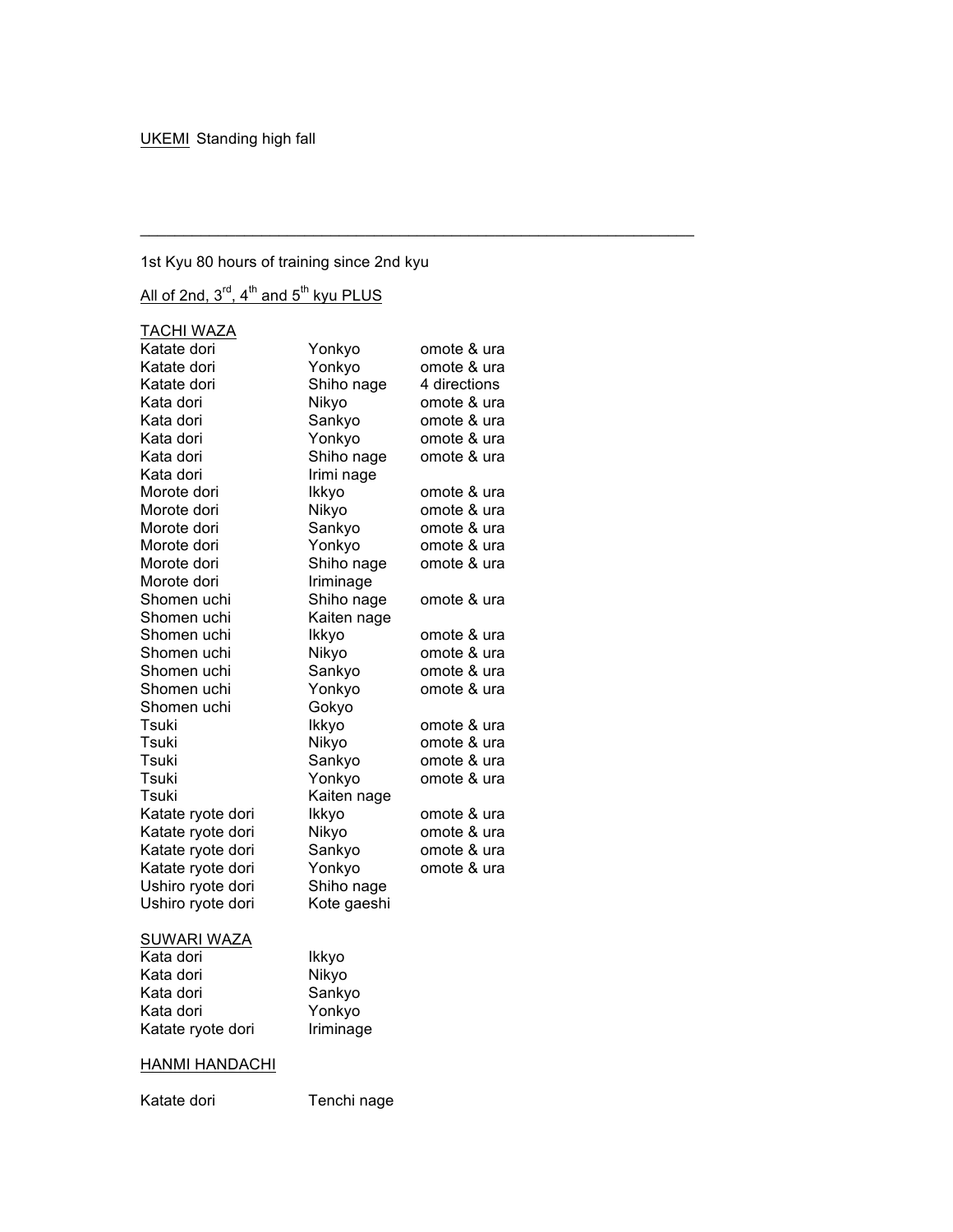UKEMI Standing high fall

---

1st Kyu 80 hours of training since 2nd kyu

All of 2nd, 3rd, 4th and 5th kyu PLUS

TACHI WAZA

| | | |
|---|---|---|
| Katate dori | Yonkyo | omote & ura |
| Katate dori | Yonkyo | omote & ura |
| Katate dori | Shiho nage | 4 directions |
| Kata dori | Nikyo | omote & ura |
| Kata dori | Sankyo | omote & ura |
| Kata dori | Yonkyo | omote & ura |
| Kata dori | Shiho nage | omote & ura |
| Kata dori | Irimi nage | |
| Morote dori | Ikkyo | omote & ura |
| Morote dori | Nikyo | omote & ura |
| Morote dori | Sankyo | omote & ura |
| Morote dori | Yonkyo | omote & ura |
| Morote dori | Shiho nage | omote & ura |
| Morote dori | Iriminage | |
| Shomen uchi | Shiho nage | omote & ura |
| Shomen uchi | Kaiten nage | |
| Shomen uchi | Ikkyo | omote & ura |
| Shomen uchi | Nikyo | omote & ura |
| Shomen uchi | Sankyo | omote & ura |
| Shomen uchi | Yonkyo | omote & ura |
| Shomen uchi | Gokyo | |
| Tsuki | Ikkyo | omote & ura |
| Tsuki | Nikyo | omote & ura |
| Tsuki | Sankyo | omote & ura |
| Tsuki | Yonkyo | omote & ura |
| Tsuki | Kaiten nage | |
| Katate ryote dori | Ikkyo | omote & ura |
| Katate ryote dori | Nikyo | omote & ura |
| Katate ryote dori | Sankyo | omote & ura |
| Katate ryote dori | Yonkyo | omote & ura |
| Ushiro ryote dori | Shiho nage | |
| Ushiro ryote dori | Kote gaeshi | |

SUWARI WAZA

| | |
|---|---|
| Kata dori | Ikkyo |
| Kata dori | Nikyo |
| Kata dori | Sankyo |
| Kata dori | Yonkyo |
| Katate ryote dori | Iriminage |

HANMI HANDACHI

| | |
|---|---|
| Katate dori | Tenchi nage |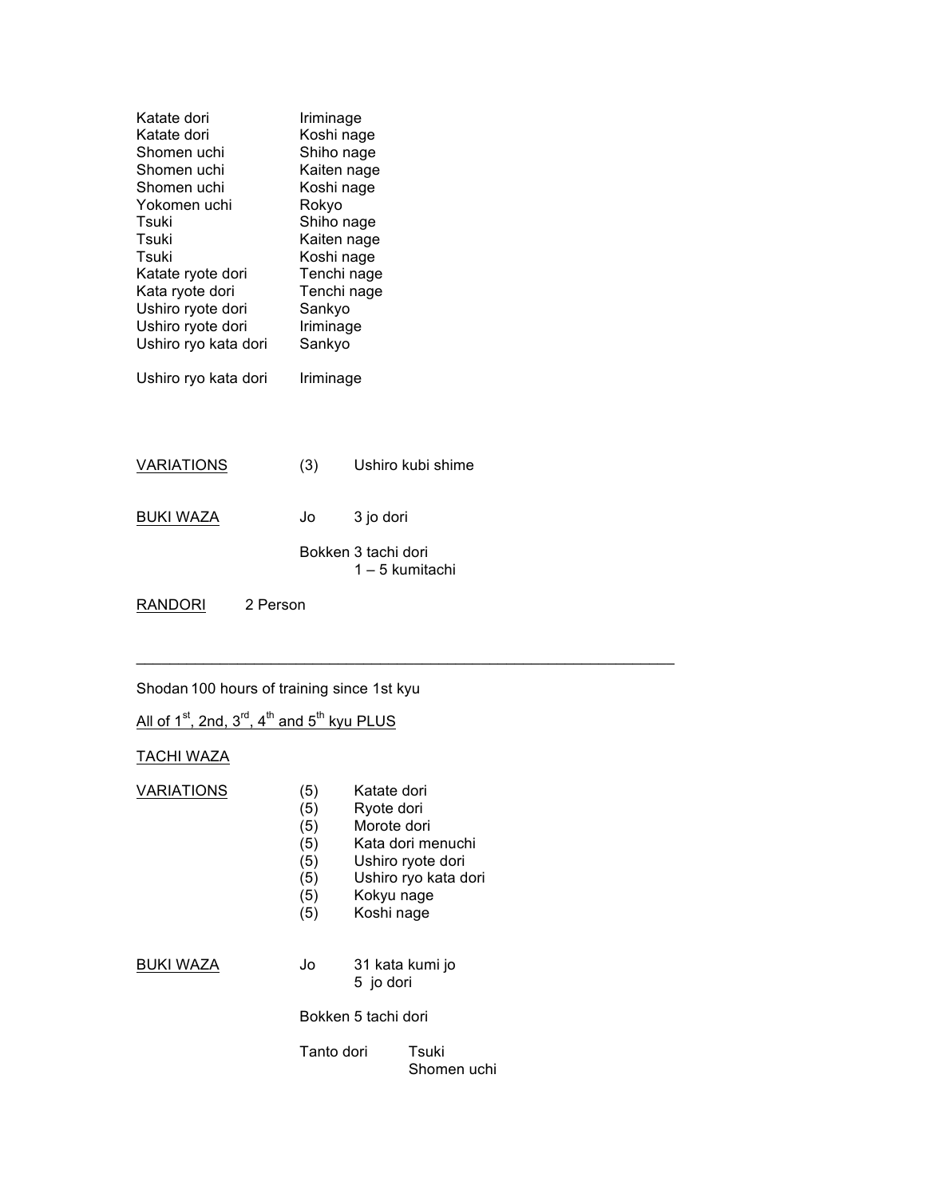| | |
|---|---|
| Katate dori | Iriminage |
| Katate dori | Koshi nage |
| Shomen uchi | Shiho nage |
| Shomen uchi | Kaiten nage |
| Shomen uchi | Koshi nage |
| Yokomen uchi | Rokyo |
| Tsuki | Shiho nage |
| Tsuki | Kaiten nage |
| Tsuki | Koshi nage |
| Katate ryote dori | Tenchi nage |
| Kata ryote dori | Tenchi nage |
| Ushiro ryote dori | Sankyo |
| Ushiro ryote dori | Iriminage |
| Ushiro ryo kata dori | Sankyo |
| Ushiro ryo kata dori | Iriminage |

<u>VARIATIONS</u> (3) Ushiro kubi shime

<u>BUKI WAZA</u>

Jo 3 jo dori

Bokken 3 tachi dori
1 – 5 kumitachi

<u>RANDORI</u> 2 Person

---

Shodan 100 hours of training since 1st kyu

<u>All of 1st, 2nd, 3rd, 4th and 5th kyu PLUS</u>

<u>TACHI WAZA</u>

<u>VARIATIONS</u>

- (5) Katate dori
- (5) Ryote dori
- (5) Morote dori
- (5) Kata dori menuchi
- (5) Ushiro ryote dori
- (5) Ushiro ryo kata dori
- (5) Kokyu nage
- (5) Koshi nage

<u>BUKI WAZA</u>

Jo 31 kata kumi jo
5 jo dori

Bokken 5 tachi dori

Tanto dori Tsuki
Shomen uchi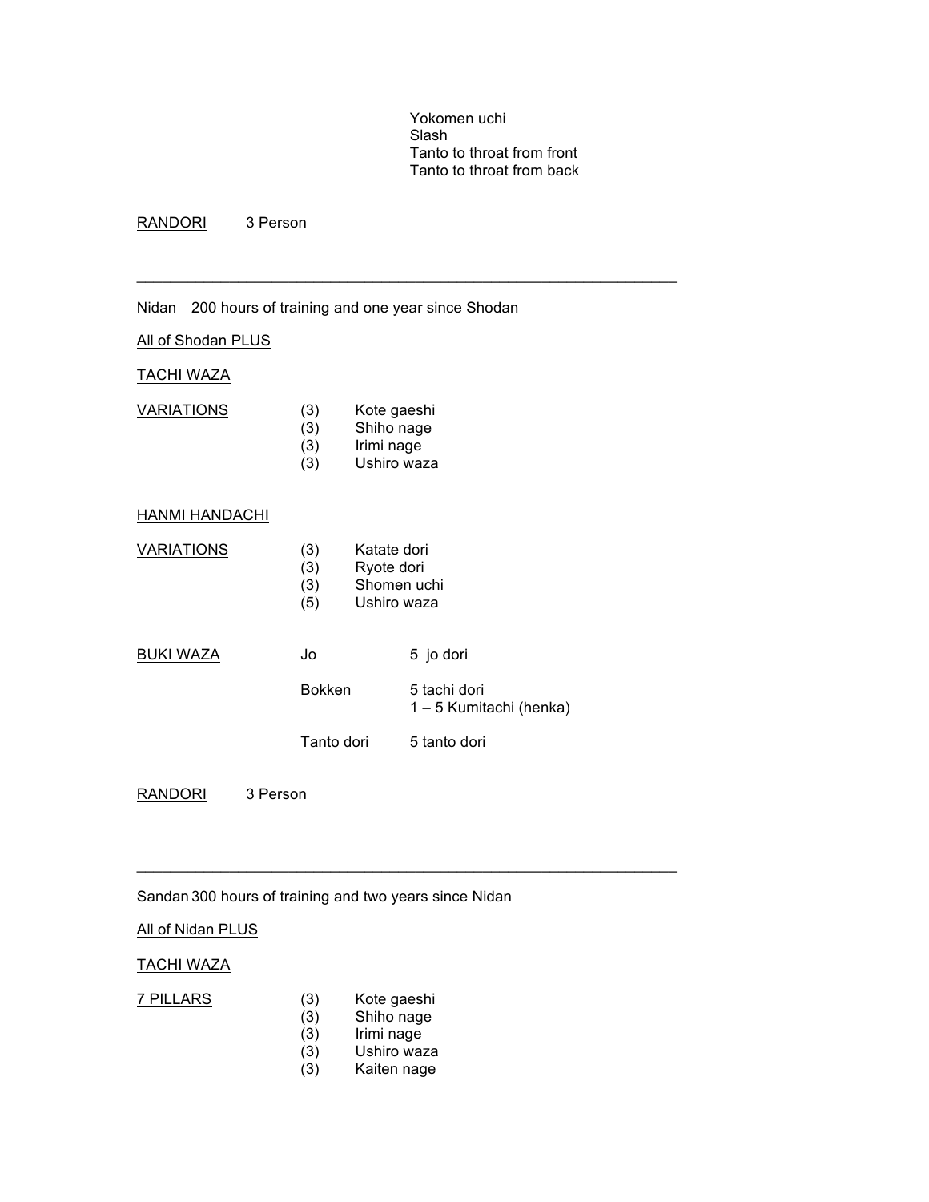Yokomen uchi
Slash
Tanto to throat from front
Tanto to throat from back

RANDORI 3 Person

---

Nidan 200 hours of training and one year since Shodan

<u>All of Shodan PLUS</u>

<u>TACHI WAZA</u>

| VARIATIONS | | |
|---|---|---|
| | (3) | Kote gaeshi |
| | (3) | Shiho nage |
| | (3) | Irimi nage |
| | (3) | Ushiro waza |

<u>HANMI HANDACHI</u>

| VARIATIONS | | |
|---|---|---|
| | (3) | Katate dori |
| | (3) | Ryote dori |
| | (3) | Shomen uchi |
| | (5) | Ushiro waza |

| BUKI WAZA | | |
|---|---|---|
| | Jo | 5 jo dori |
| | Bokken | 5 tachi dori<br>1 – 5 Kumitachi (henka) |
| | Tanto dori | 5 tanto dori |

RANDORI 3 Person

---

Sandan 300 hours of training and two years since Nidan

<u>All of Nidan PLUS</u>

<u>TACHI WAZA</u>

| 7 PILLARS | | |
|---|---|---|
| | (3) | Kote gaeshi |
| | (3) | Shiho nage |
| | (3) | Irimi nage |
| | (3) | Ushiro waza |
| | (3) | Kaiten nage |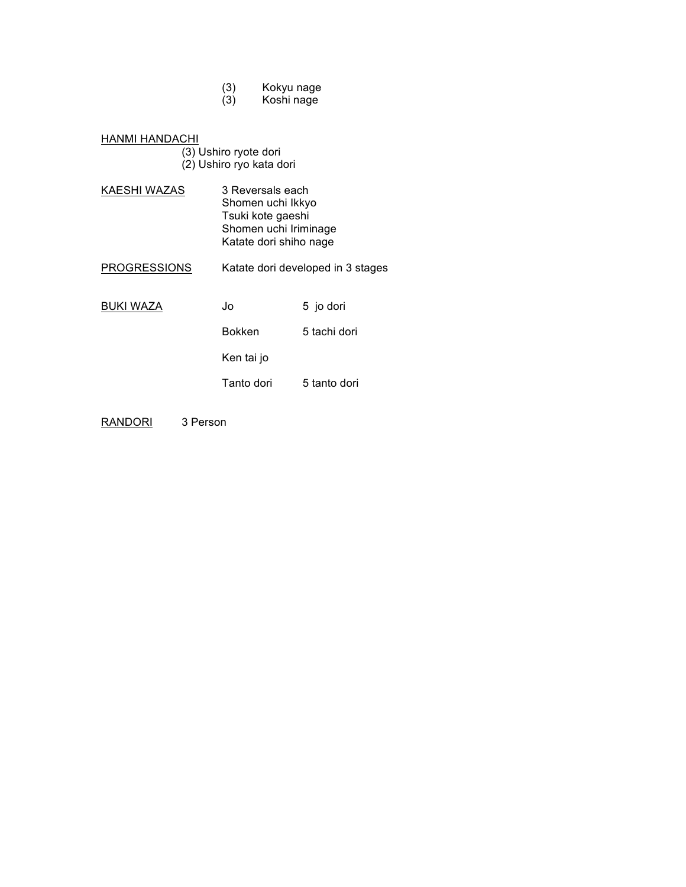(3) Kokyu nage
(3) Koshi nage

<u>HANMI HANDACHI</u>

(3) Ushiro ryote dori
(2) Ushiro ryo kata dori

<u>KAESHI WAZAS</u>

3 Reversals each
Shomen uchi Ikkyo
Tsuki kote gaeshi
Shomen uchi Iriminage
Katate dori shiho nage

<u>PROGRESSIONS</u>

Katate dori developed in 3 stages

<u>BUKI WAZA</u>

| | | |
|---|---|---|
| | Jo | 5 jo dori |
| | Bokken | 5 tachi dori |
| | Ken tai jo | |
| | Tanto dori | 5 tanto dori |

<u>RANDORI</u> 3 Person